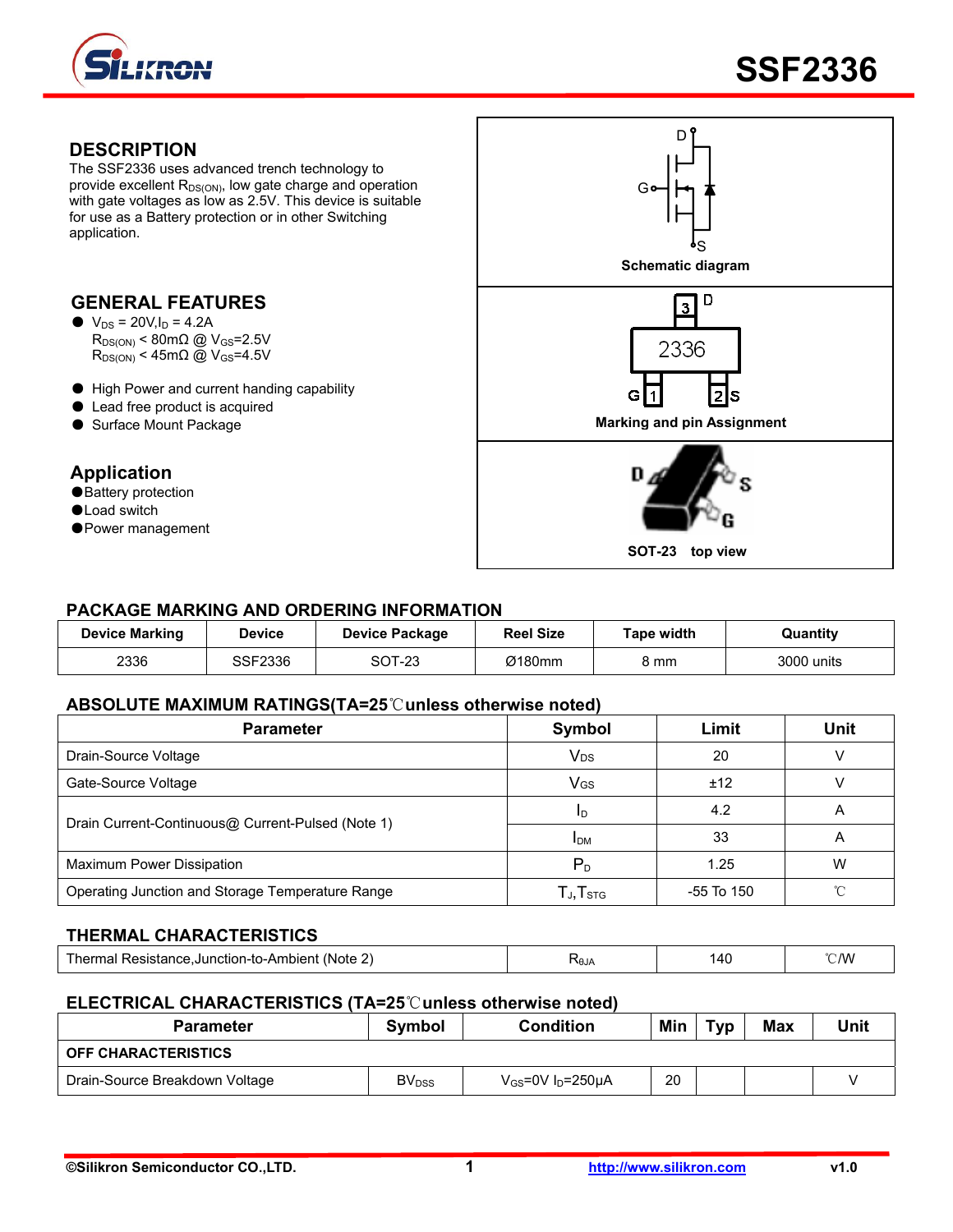# SSF2336

## DESCRIPTION

The SSF2336 uses advanced trench technology to provide excellent $R_{DS(ON)}$, low gate charge and operation with gate voltages as low as 2.5V. This device is suitable for use as a Battery protection or in other Switching application.

## GENERAL FEATURES

- $V_{DS}$ = 20V, $I_D$ = 4.2A
  $R_{DS(ON)}$ < 80mΩ @ $V_{GS}$=2.5V
  $R_{DS(ON)}$ < 45mΩ @ $V_{GS}$=4.5V
- High Power and current handing capability
- Lead free product is acquired
- Surface Mount Package

## Application

- Battery protection
- Load switch
- Power management

Schematic diagram

Marking and pin Assignment

SOT-23 top view

## PACKAGE MARKING AND ORDERING INFORMATION

| Device Marking | Device | Device Package | Reel Size | Tape width | Quantity |
|---|---|---|---|---|---|
| 2336 | SSF2336 | SOT-23 | Ø180mm | 8 mm | 3000 units |

## ABSOLUTE MAXIMUM RATINGS(TA=25℃unless otherwise noted)

| Parameter | Symbol | Limit | Unit |
|---|---|---|---|
| Drain-Source Voltage | $V_{DS}$ | 20 | V |
| Gate-Source Voltage | $V_{GS}$ | ±12 | V |
| Drain Current-Continuous@ Current-Pulsed (Note 1) | $I_D$ | 4.2 | A |
| | $I_{DM}$ | 33 | A |
| Maximum Power Dissipation | $P_D$ | 1.25 | W |
| Operating Junction and Storage Temperature Range | $T_J$,$T_{STG}$ | -55 To 150 | ℃ |

## THERMAL CHARACTERISTICS

| Parameter | Symbol | Limit | Unit |
|---|---|---|---|
| Thermal Resistance,Junction-to-Ambient (Note 2) | $R_{\theta JA}$ | 140 | ℃/W |

## ELECTRICAL CHARACTERISTICS (TA=25℃unless otherwise noted)

| Parameter | Symbol | Condition | Min | Typ | Max | Unit |
|---|---|---|---|---|---|---|
| **OFF CHARACTERISTICS** | | | | | | |
| Drain-Source Breakdown Voltage | $BV_{DSS}$ | $V_{GS}$=0V $I_D$=250μA | 20 | | | V |

©Silikron Semiconductor CO.,LTD. http://www.silikron.com v1.0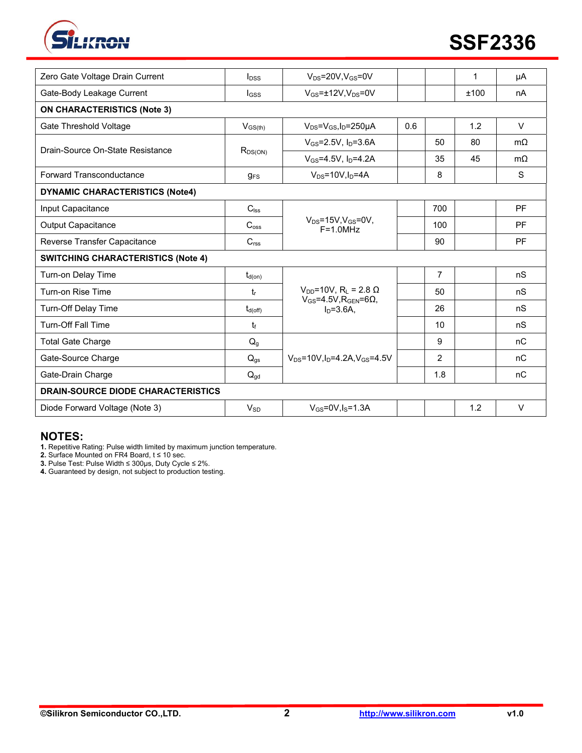| Zero Gate Voltage Drain Current | $I_{DSS}$ | $V_{DS}$=20V,$V_{GS}$=0V | | | 1 | μA |
|---|---|---|---|---|---|---|
| Gate-Body Leakage Current | $I_{GSS}$ | $V_{GS}$=±12V,$V_{DS}$=0V | | | ±100 | nA |
| **ON CHARACTERISTICS (Note 3)** | | | | | | |
| Gate Threshold Voltage | $V_{GS(th)}$ | $V_{DS}$=$V_{GS}$,$I_D$=250μA | 0.6 | | 1.2 | V |
| Drain-Source On-State Resistance | $R_{DS(ON)}$ | $V_{GS}$=2.5V, $I_D$=3.6A | | 50 | 80 | mΩ |
| | | $V_{GS}$=4.5V, $I_D$=4.2A | | 35 | 45 | mΩ |
| Forward Transconductance | $g_{FS}$ | $V_{DS}$=10V,$I_D$=4A | | 8 | | S |
| **DYNAMIC CHARACTERISTICS (Note4)** | | | | | | |
| Input Capacitance | $C_{lss}$ | $V_{DS}$=15V,$V_{GS}$=0V, F=1.0MHz | | 700 | | PF |
| Output Capacitance | $C_{oss}$ | | | 100 | | PF |
| Reverse Transfer Capacitance | $C_{rss}$ | | | 90 | | PF |
| **SWITCHING CHARACTERISTICS (Note 4)** | | | | | | |
| Turn-on Delay Time | $t_{d(on)}$ | $V_{DD}$=10V, $R_L$ = 2.8 Ω $V_{GS}$=4.5V,$R_{GEN}$=6Ω, $I_D$=3.6A, | | 7 | | nS |
| Turn-on Rise Time | $t_r$ | | | 50 | | nS |
| Turn-Off Delay Time | $t_{d(off)}$ | | | 26 | | nS |
| Turn-Off Fall Time | $t_f$ | | | 10 | | nS |
| Total Gate Charge | $Q_g$ | $V_{DS}$=10V,$I_D$=4.2A,$V_{GS}$=4.5V | | 9 | | nC |
| Gate-Source Charge | $Q_{gs}$ | | | 2 | | nC |
| Gate-Drain Charge | $Q_{gd}$ | | | 1.8 | | nC |
| **DRAIN-SOURCE DIODE CHARACTERISTICS** | | | | | | |
| Diode Forward Voltage (Note 3) | $V_{SD}$ | $V_{GS}$=0V,$I_S$=1.3A | | | 1.2 | V |

## NOTES:

**1.** Repetitive Rating: Pulse width limited by maximum junction temperature.
**2.** Surface Mounted on FR4 Board, t ≤ 10 sec.
**3.** Pulse Test: Pulse Width ≤ 300μs, Duty Cycle ≤ 2%.
**4.** Guaranteed by design, not subject to production testing.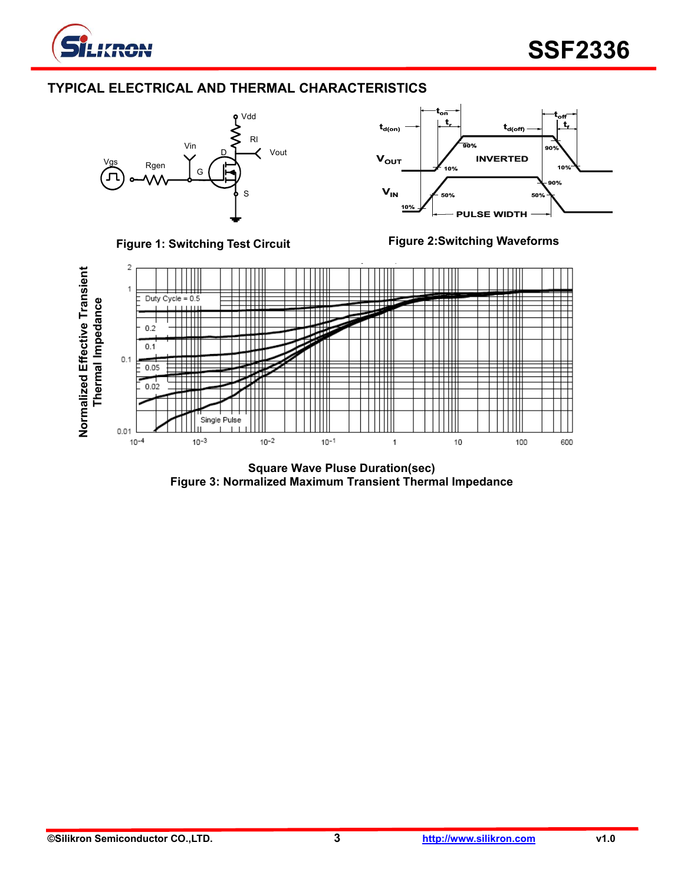## TYPICAL ELECTRICAL AND THERMAL CHARACTERISTICS

Figure 1: Switching Test Circuit

Figure 2:Switching Waveforms

Square Wave Pluse Duration(sec)

Figure 3: Normalized Maximum Transient Thermal Impedance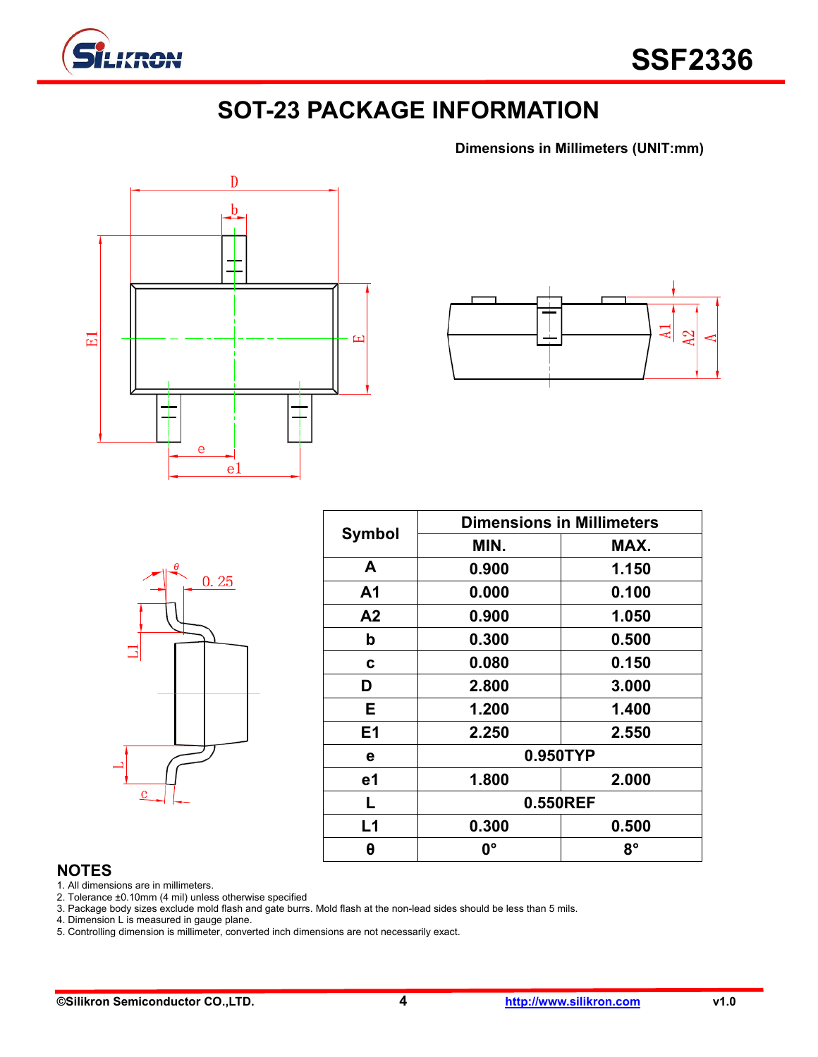# SOT-23 PACKAGE INFORMATION

**Dimensions in Millimeters (UNIT:mm)**

| Symbol | Dimensions in Millimeters | |
|---|---|---|
| | MIN. | MAX. |
| A | 0.900 | 1.150 |
| A1 | 0.000 | 0.100 |
| A2 | 0.900 | 1.050 |
| b | 0.300 | 0.500 |
| c | 0.080 | 0.150 |
| D | 2.800 | 3.000 |
| E | 1.200 | 1.400 |
| E1 | 2.250 | 2.550 |
| e | 0.950TYP | |
| e1 | 1.800 | 2.000 |
| L | 0.550REF | |
| L1 | 0.300 | 0.500 |
| θ | 0° | 8° |

## NOTES

1. All dimensions are in millimeters.
2. Tolerance ±0.10mm (4 mil) unless otherwise specified
3. Package body sizes exclude mold flash and gate burrs. Mold flash at the non-lead sides should be less than 5 mils.
4. Dimension L is measured in gauge plane.
5. Controlling dimension is millimeter, converted inch dimensions are not necessarily exact.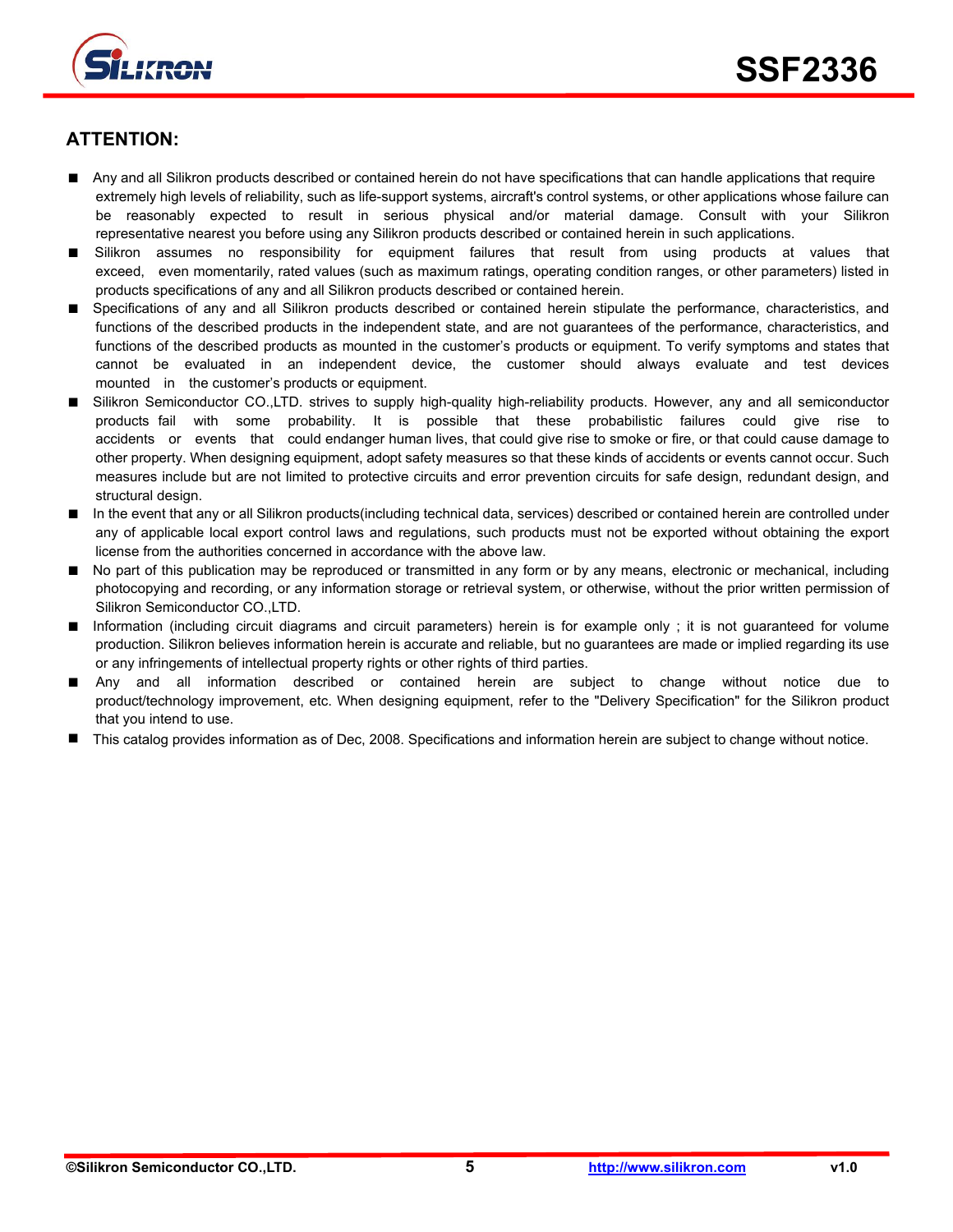## ATTENTION:

- Any and all Silikron products described or contained herein do not have specifications that can handle applications that require extremely high levels of reliability, such as life-support systems, aircraft's control systems, or other applications whose failure can be reasonably expected to result in serious physical and/or material damage. Consult with your Silikron representative nearest you before using any Silikron products described or contained herein in such applications.
- Silikron assumes no responsibility for equipment failures that result from using products at values that exceed, even momentarily, rated values (such as maximum ratings, operating condition ranges, or other parameters) listed in products specifications of any and all Silikron products described or contained herein.
- Specifications of any and all Silikron products described or contained herein stipulate the performance, characteristics, and functions of the described products in the independent state, and are not guarantees of the performance, characteristics, and functions of the described products as mounted in the customer's products or equipment. To verify symptoms and states that cannot be evaluated in an independent device, the customer should always evaluate and test devices mounted in the customer's products or equipment.
- Silikron Semiconductor CO.,LTD. strives to supply high-quality high-reliability products. However, any and all semiconductor products fail with some probability. It is possible that these probabilistic failures could give rise to accidents or events that could endanger human lives, that could give rise to smoke or fire, or that could cause damage to other property. When designing equipment, adopt safety measures so that these kinds of accidents or events cannot occur. Such measures include but are not limited to protective circuits and error prevention circuits for safe design, redundant design, and structural design.
- In the event that any or all Silikron products(including technical data, services) described or contained herein are controlled under any of applicable local export control laws and regulations, such products must not be exported without obtaining the export license from the authorities concerned in accordance with the above law.
- No part of this publication may be reproduced or transmitted in any form or by any means, electronic or mechanical, including photocopying and recording, or any information storage or retrieval system, or otherwise, without the prior written permission of Silikron Semiconductor CO.,LTD.
- Information (including circuit diagrams and circuit parameters) herein is for example only ; it is not guaranteed for volume production. Silikron believes information herein is accurate and reliable, but no guarantees are made or implied regarding its use or any infringements of intellectual property rights or other rights of third parties.
- Any and all information described or contained herein are subject to change without notice due to product/technology improvement, etc. When designing equipment, refer to the "Delivery Specification" for the Silikron product that you intend to use.
- This catalog provides information as of Dec, 2008. Specifications and information herein are subject to change without notice.